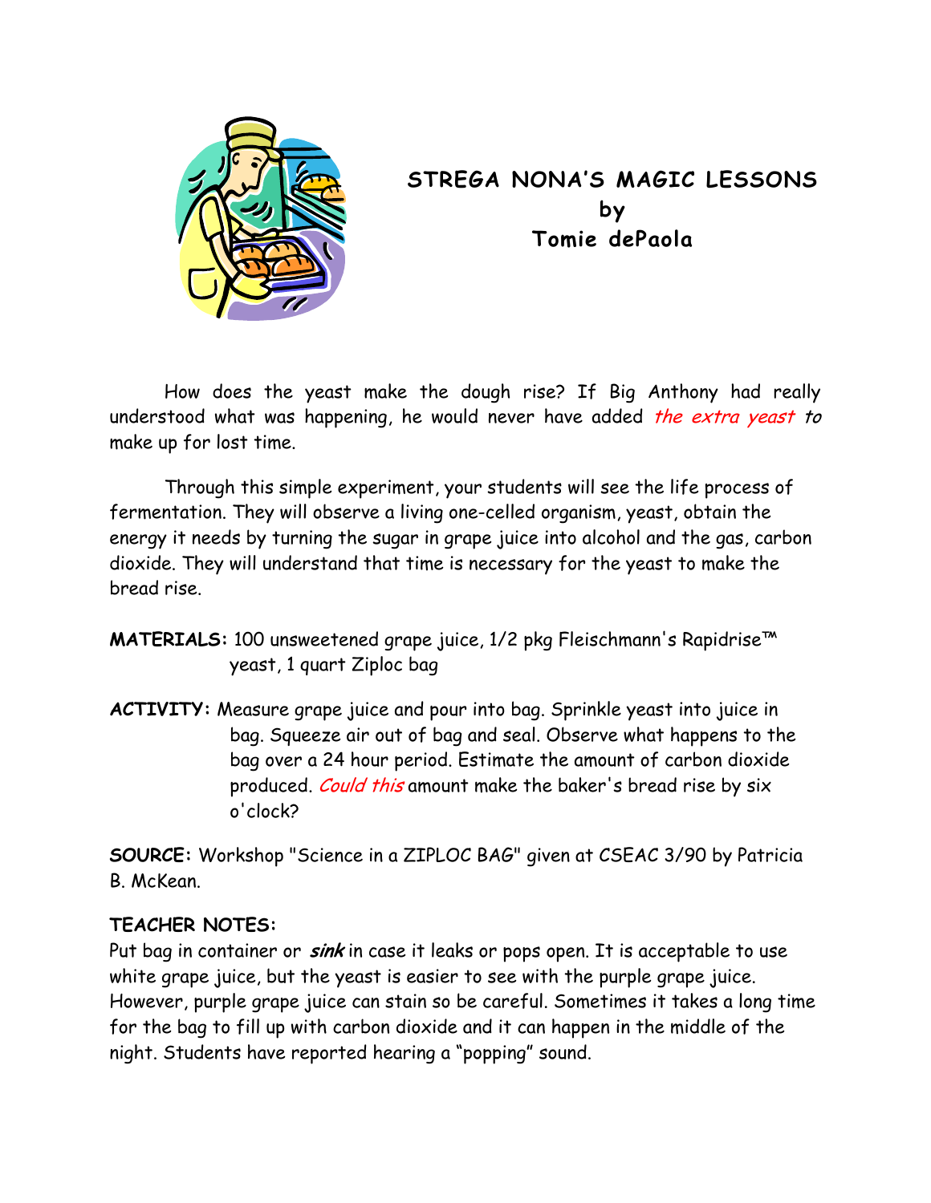# STREGA NONA'S MAGIC LESSONS
## by
## Tomie dePaola

How does the yeast make the dough rise? If Big Anthony had really understood what was happening, he would never have added *the extra yeast* to make up for lost time.

Through this simple experiment, your students will see the life process of fermentation. They will observe a living one-celled organism, yeast, obtain the energy it needs by turning the sugar in grape juice into alcohol and the gas, carbon dioxide. They will understand that time is necessary for the yeast to make the bread rise.

**MATERIALS:** 100 unsweetened grape juice, 1/2 pkg Fleischmann's Rapidrise™ yeast, 1 quart Ziploc bag

**ACTIVITY:** Measure grape juice and pour into bag. Sprinkle yeast into juice in bag. Squeeze air out of bag and seal. Observe what happens to the bag over a 24 hour period. Estimate the amount of carbon dioxide produced. *Could this* amount make the baker's bread rise by six o'clock?

**SOURCE:** Workshop "Science in a ZIPLOC BAG" given at CSEAC 3/90 by Patricia B. McKean.

**TEACHER NOTES:**
Put bag in container or ***sink*** in case it leaks or pops open. It is acceptable to use white grape juice, but the yeast is easier to see with the purple grape juice. However, purple grape juice can stain so be careful. Sometimes it takes a long time for the bag to fill up with carbon dioxide and it can happen in the middle of the night. Students have reported hearing a "popping" sound.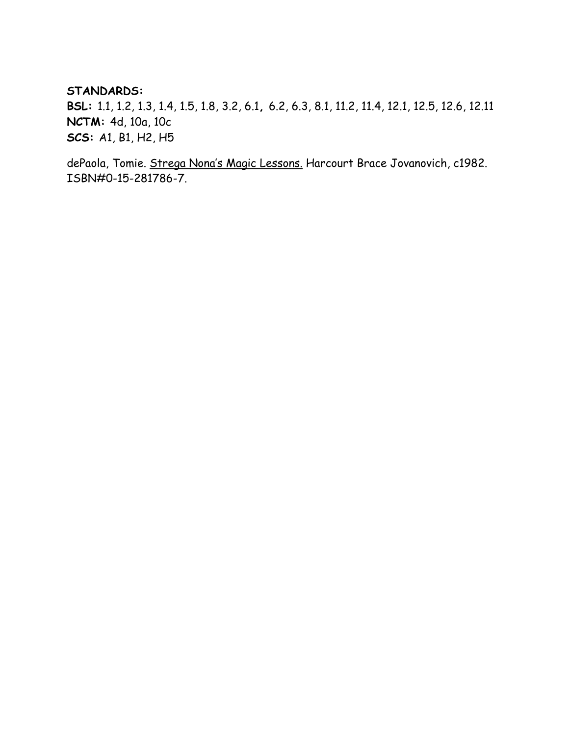**STANDARDS:**
**BSL:** 1.1, 1.2, 1.3, 1.4, 1.5, 1.8, 3.2, 6.1, 6.2, 6.3, 8.1, 11.2, 11.4, 12.1, 12.5, 12.6, 12.11
**NCTM:** 4d, 10a, 10c
**SCS:** A1, B1, H2, H5

dePaola, Tomie. Strega Nona's Magic Lessons. Harcourt Brace Jovanovich, c1982. ISBN#0-15-281786-7.